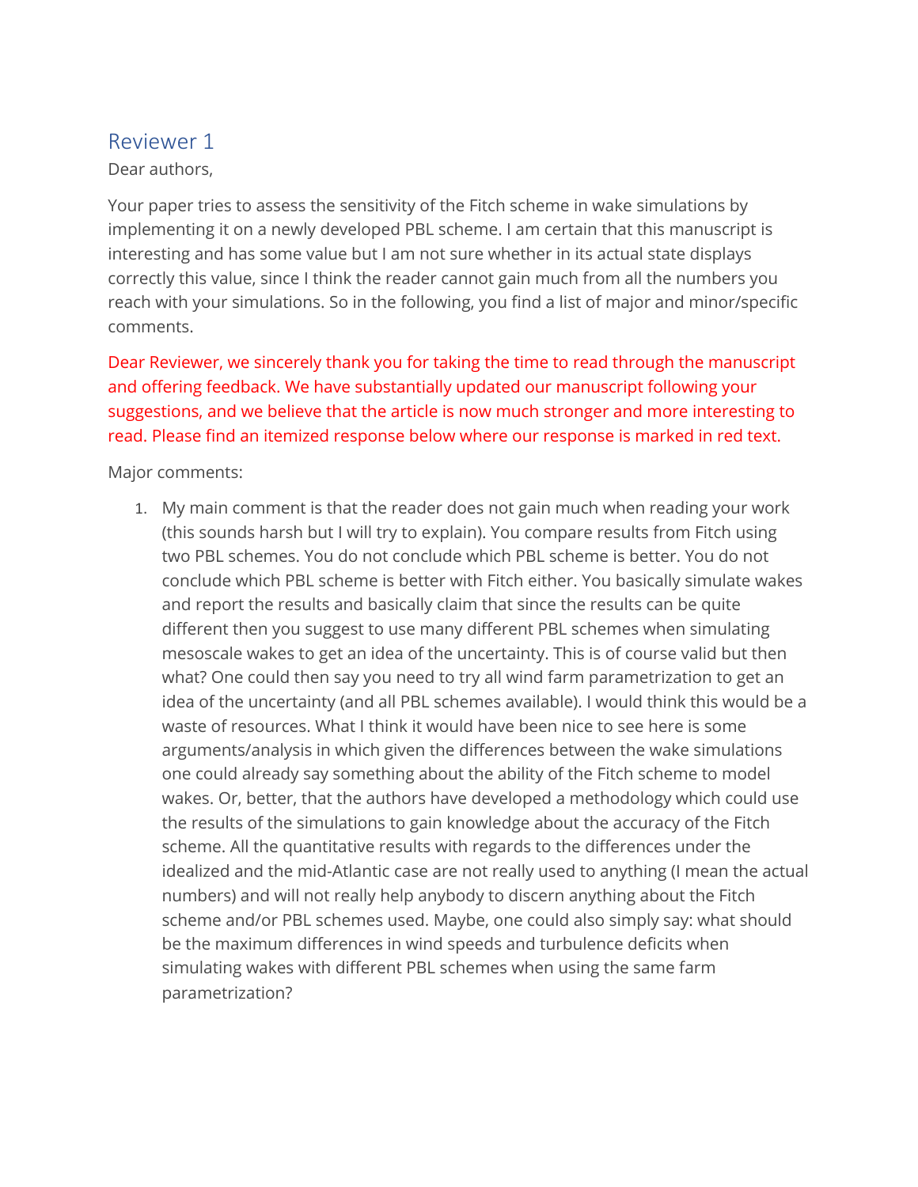## Reviewer 1

Dear authors,

Your paper tries to assess the sensitivity of the Fitch scheme in wake simulations by implementing it on a newly developed PBL scheme. I am certain that this manuscript is interesting and has some value but I am not sure whether in its actual state displays correctly this value, since I think the reader cannot gain much from all the numbers you reach with your simulations. So in the following, you find a list of major and minor/specific comments.

Dear Reviewer, we sincerely thank you for taking the time to read through the manuscript and offering feedback. We have substantially updated our manuscript following your suggestions, and we believe that the article is now much stronger and more interesting to read. Please find an itemized response below where our response is marked in red text.

Major comments:

1. My main comment is that the reader does not gain much when reading your work (this sounds harsh but I will try to explain). You compare results from Fitch using two PBL schemes. You do not conclude which PBL scheme is better. You do not conclude which PBL scheme is better with Fitch either. You basically simulate wakes and report the results and basically claim that since the results can be quite different then you suggest to use many different PBL schemes when simulating mesoscale wakes to get an idea of the uncertainty. This is of course valid but then what? One could then say you need to try all wind farm parametrization to get an idea of the uncertainty (and all PBL schemes available). I would think this would be a waste of resources. What I think it would have been nice to see here is some arguments/analysis in which given the differences between the wake simulations one could already say something about the ability of the Fitch scheme to model wakes. Or, better, that the authors have developed a methodology which could use the results of the simulations to gain knowledge about the accuracy of the Fitch scheme. All the quantitative results with regards to the differences under the idealized and the mid-Atlantic case are not really used to anything (I mean the actual numbers) and will not really help anybody to discern anything about the Fitch scheme and/or PBL schemes used. Maybe, one could also simply say: what should be the maximum differences in wind speeds and turbulence deficits when simulating wakes with different PBL schemes when using the same farm parametrization?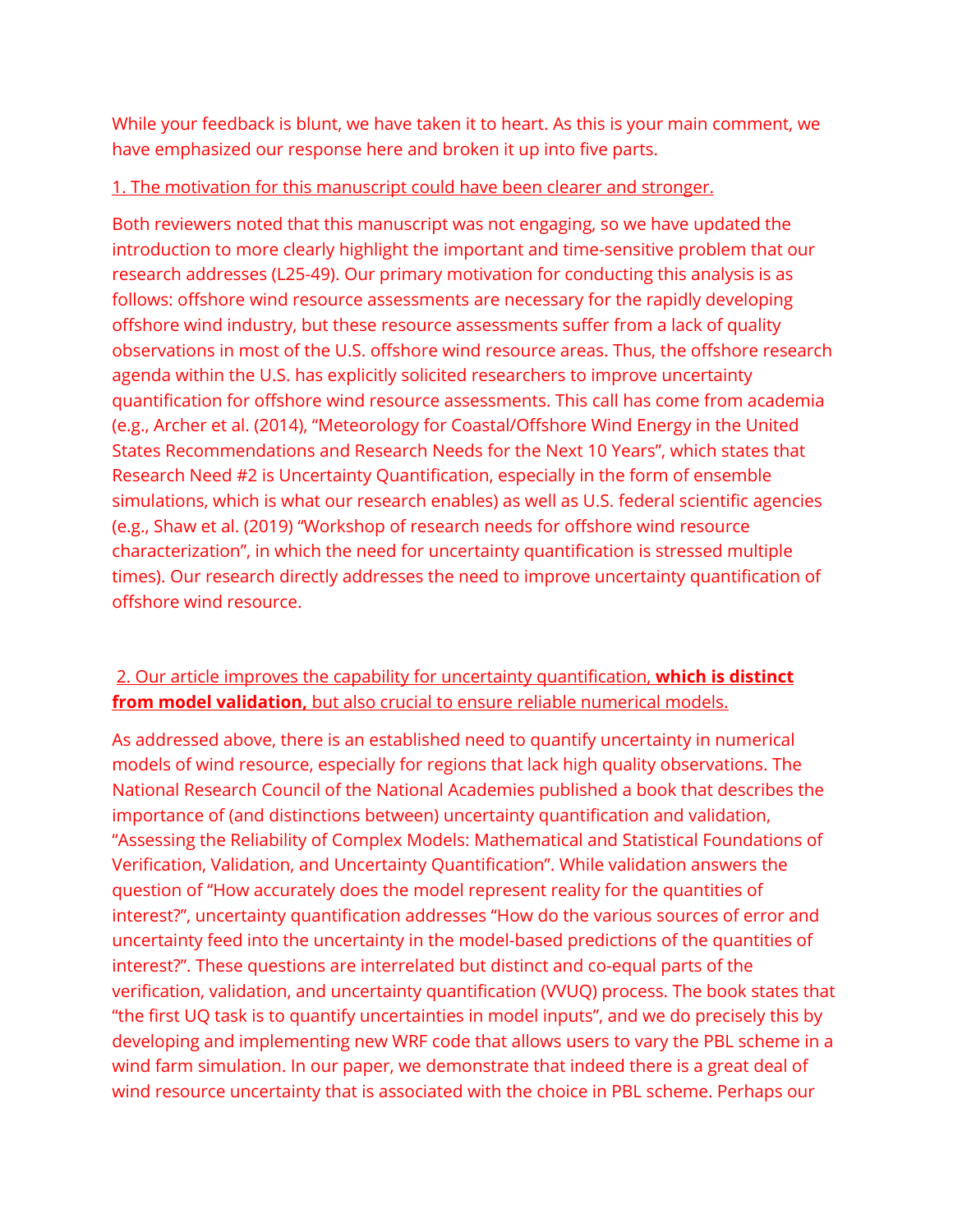While your feedback is blunt, we have taken it to heart. As this is your main comment, we have emphasized our response here and broken it up into five parts.

1. The motivation for this manuscript could have been clearer and stronger.

Both reviewers noted that this manuscript was not engaging, so we have updated the introduction to more clearly highlight the important and time-sensitive problem that our research addresses (L25-49). Our primary motivation for conducting this analysis is as follows: offshore wind resource assessments are necessary for the rapidly developing offshore wind industry, but these resource assessments suffer from a lack of quality observations in most of the U.S. offshore wind resource areas. Thus, the offshore research agenda within the U.S. has explicitly solicited researchers to improve uncertainty quantification for offshore wind resource assessments. This call has come from academia (e.g., Archer et al. (2014), "Meteorology for Coastal/Offshore Wind Energy in the United States Recommendations and Research Needs for the Next 10 Years", which states that Research Need #2 is Uncertainty Quantification, especially in the form of ensemble simulations, which is what our research enables) as well as U.S. federal scientific agencies (e.g., Shaw et al. (2019) "Workshop of research needs for offshore wind resource characterization", in which the need for uncertainty quantification is stressed multiple times). Our research directly addresses the need to improve uncertainty quantification of offshore wind resource.

2. Our article improves the capability for uncertainty quantification, **which is distinct from model validation,** but also crucial to ensure reliable numerical models.

As addressed above, there is an established need to quantify uncertainty in numerical models of wind resource, especially for regions that lack high quality observations. The National Research Council of the National Academies published a book that describes the importance of (and distinctions between) uncertainty quantification and validation, "Assessing the Reliability of Complex Models: Mathematical and Statistical Foundations of Verification, Validation, and Uncertainty Quantification". While validation answers the question of "How accurately does the model represent reality for the quantities of interest?", uncertainty quantification addresses "How do the various sources of error and uncertainty feed into the uncertainty in the model-based predictions of the quantities of interest?". These questions are interrelated but distinct and co-equal parts of the verification, validation, and uncertainty quantification (VVUQ) process. The book states that "the first UQ task is to quantify uncertainties in model inputs", and we do precisely this by developing and implementing new WRF code that allows users to vary the PBL scheme in a wind farm simulation. In our paper, we demonstrate that indeed there is a great deal of wind resource uncertainty that is associated with the choice in PBL scheme. Perhaps our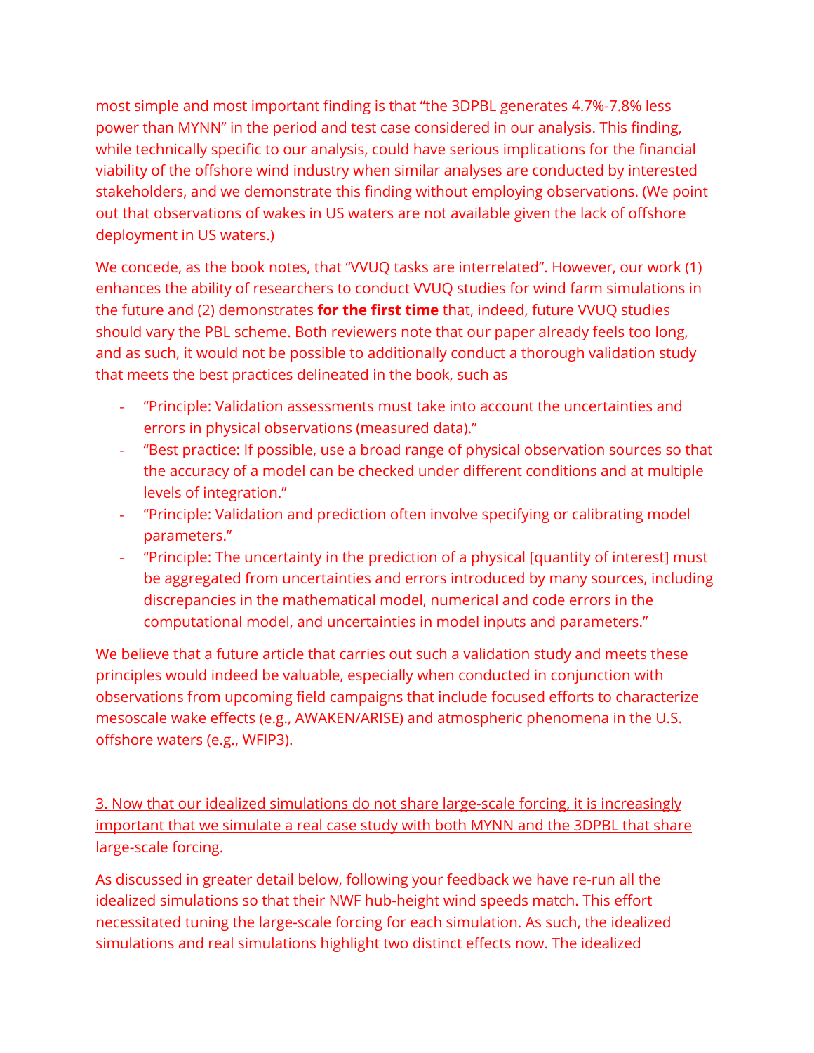most simple and most important finding is that “the 3DPBL generates 4.7%-7.8% less power than MYNN” in the period and test case considered in our analysis. This finding, while technically specific to our analysis, could have serious implications for the financial viability of the offshore wind industry when similar analyses are conducted by interested stakeholders, and we demonstrate this finding without employing observations. (We point out that observations of wakes in US waters are not available given the lack of offshore deployment in US waters.)

We concede, as the book notes, that “VVUQ tasks are interrelated”. However, our work (1) enhances the ability of researchers to conduct VVUQ studies for wind farm simulations in the future and (2) demonstrates **for the first time** that, indeed, future VVUQ studies should vary the PBL scheme. Both reviewers note that our paper already feels too long, and as such, it would not be possible to additionally conduct a thorough validation study that meets the best practices delineated in the book, such as

- “Principle: Validation assessments must take into account the uncertainties and errors in physical observations (measured data).”
- “Best practice: If possible, use a broad range of physical observation sources so that the accuracy of a model can be checked under different conditions and at multiple levels of integration.”
- “Principle: Validation and prediction often involve specifying or calibrating model parameters.”
- “Principle: The uncertainty in the prediction of a physical [quantity of interest] must be aggregated from uncertainties and errors introduced by many sources, including discrepancies in the mathematical model, numerical and code errors in the computational model, and uncertainties in model inputs and parameters.”

We believe that a future article that carries out such a validation study and meets these principles would indeed be valuable, especially when conducted in conjunction with observations from upcoming field campaigns that include focused efforts to characterize mesoscale wake effects (e.g., AWAKEN/ARISE) and atmospheric phenomena in the U.S. offshore waters (e.g., WFIP3).

<u>3. Now that our idealized simulations do not share large-scale forcing, it is increasingly important that we simulate a real case study with both MYNN and the 3DPBL that share large-scale forcing.</u>

As discussed in greater detail below, following your feedback we have re-run all the idealized simulations so that their NWF hub-height wind speeds match. This effort necessitated tuning the large-scale forcing for each simulation. As such, the idealized simulations and real simulations highlight two distinct effects now. The idealized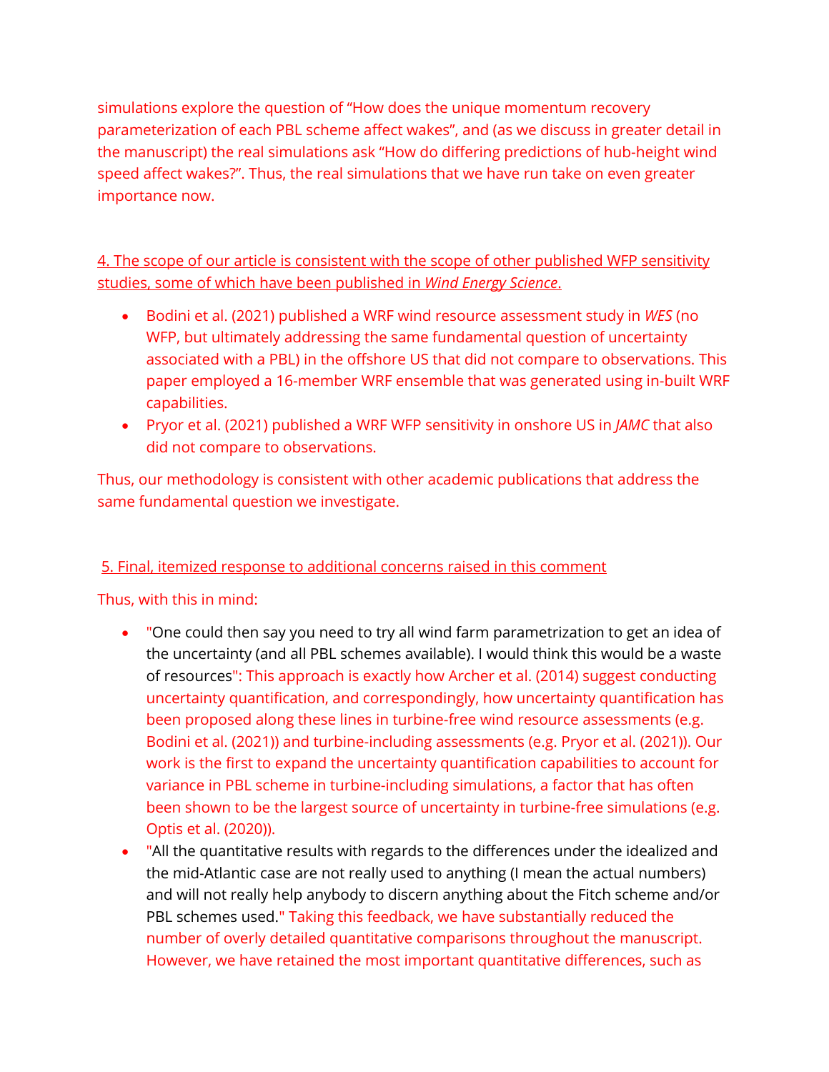simulations explore the question of "How does the unique momentum recovery parameterization of each PBL scheme affect wakes", and (as we discuss in greater detail in the manuscript) the real simulations ask "How do differing predictions of hub-height wind speed affect wakes?". Thus, the real simulations that we have run take on even greater importance now.

<u>4. The scope of our article is consistent with the scope of other published WFP sensitivity studies, some of which have been published in *Wind Energy Science*.</u>

- Bodini et al. (2021) published a WRF wind resource assessment study in *WES* (no WFP, but ultimately addressing the same fundamental question of uncertainty associated with a PBL) in the offshore US that did not compare to observations. This paper employed a 16-member WRF ensemble that was generated using in-built WRF capabilities.
- Pryor et al. (2021) published a WRF WFP sensitivity in onshore US in *JAMC* that also did not compare to observations.

Thus, our methodology is consistent with other academic publications that address the same fundamental question we investigate.

<u>5. Final, itemized response to additional concerns raised in this comment</u>

Thus, with this in mind:

- "One could then say you need to try all wind farm parametrization to get an idea of the uncertainty (and all PBL schemes available). I would think this would be a waste of resources": This approach is exactly how Archer et al. (2014) suggest conducting uncertainty quantification, and correspondingly, how uncertainty quantification has been proposed along these lines in turbine-free wind resource assessments (e.g. Bodini et al. (2021)) and turbine-including assessments (e.g. Pryor et al. (2021)). Our work is the first to expand the uncertainty quantification capabilities to account for variance in PBL scheme in turbine-including simulations, a factor that has often been shown to be the largest source of uncertainty in turbine-free simulations (e.g. Optis et al. (2020)).
- "All the quantitative results with regards to the differences under the idealized and the mid-Atlantic case are not really used to anything (I mean the actual numbers) and will not really help anybody to discern anything about the Fitch scheme and/or PBL schemes used." Taking this feedback, we have substantially reduced the number of overly detailed quantitative comparisons throughout the manuscript. However, we have retained the most important quantitative differences, such as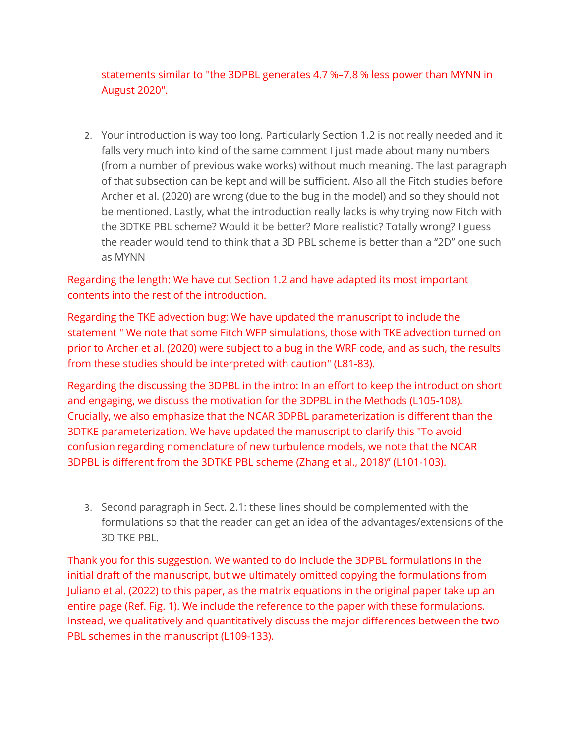statements similar to "the 3DPBL generates 4.7 %–7.8 % less power than MYNN in August 2020".

2. Your introduction is way too long. Particularly Section 1.2 is not really needed and it falls very much into kind of the same comment I just made about many numbers (from a number of previous wake works) without much meaning. The last paragraph of that subsection can be kept and will be sufficient. Also all the Fitch studies before Archer et al. (2020) are wrong (due to the bug in the model) and so they should not be mentioned. Lastly, what the introduction really lacks is why trying now Fitch with the 3DTKE PBL scheme? Would it be better? More realistic? Totally wrong? I guess the reader would tend to think that a 3D PBL scheme is better than a "2D" one such as MYNN

Regarding the length: We have cut Section 1.2 and have adapted its most important contents into the rest of the introduction.

Regarding the TKE advection bug: We have updated the manuscript to include the statement " We note that some Fitch WFP simulations, those with TKE advection turned on prior to Archer et al. (2020) were subject to a bug in the WRF code, and as such, the results from these studies should be interpreted with caution" (L81-83).

Regarding the discussing the 3DPBL in the intro: In an effort to keep the introduction short and engaging, we discuss the motivation for the 3DPBL in the Methods (L105-108). Crucially, we also emphasize that the NCAR 3DPBL parameterization is different than the 3DTKE parameterization. We have updated the manuscript to clarify this "To avoid confusion regarding nomenclature of new turbulence models, we note that the NCAR 3DPBL is different from the 3DTKE PBL scheme (Zhang et al., 2018)" (L101-103).

3. Second paragraph in Sect. 2.1: these lines should be complemented with the formulations so that the reader can get an idea of the advantages/extensions of the 3D TKE PBL.

Thank you for this suggestion. We wanted to do include the 3DPBL formulations in the initial draft of the manuscript, but we ultimately omitted copying the formulations from Juliano et al. (2022) to this paper, as the matrix equations in the original paper take up an entire page (Ref. Fig. 1). We include the reference to the paper with these formulations. Instead, we qualitatively and quantitatively discuss the major differences between the two PBL schemes in the manuscript (L109-133).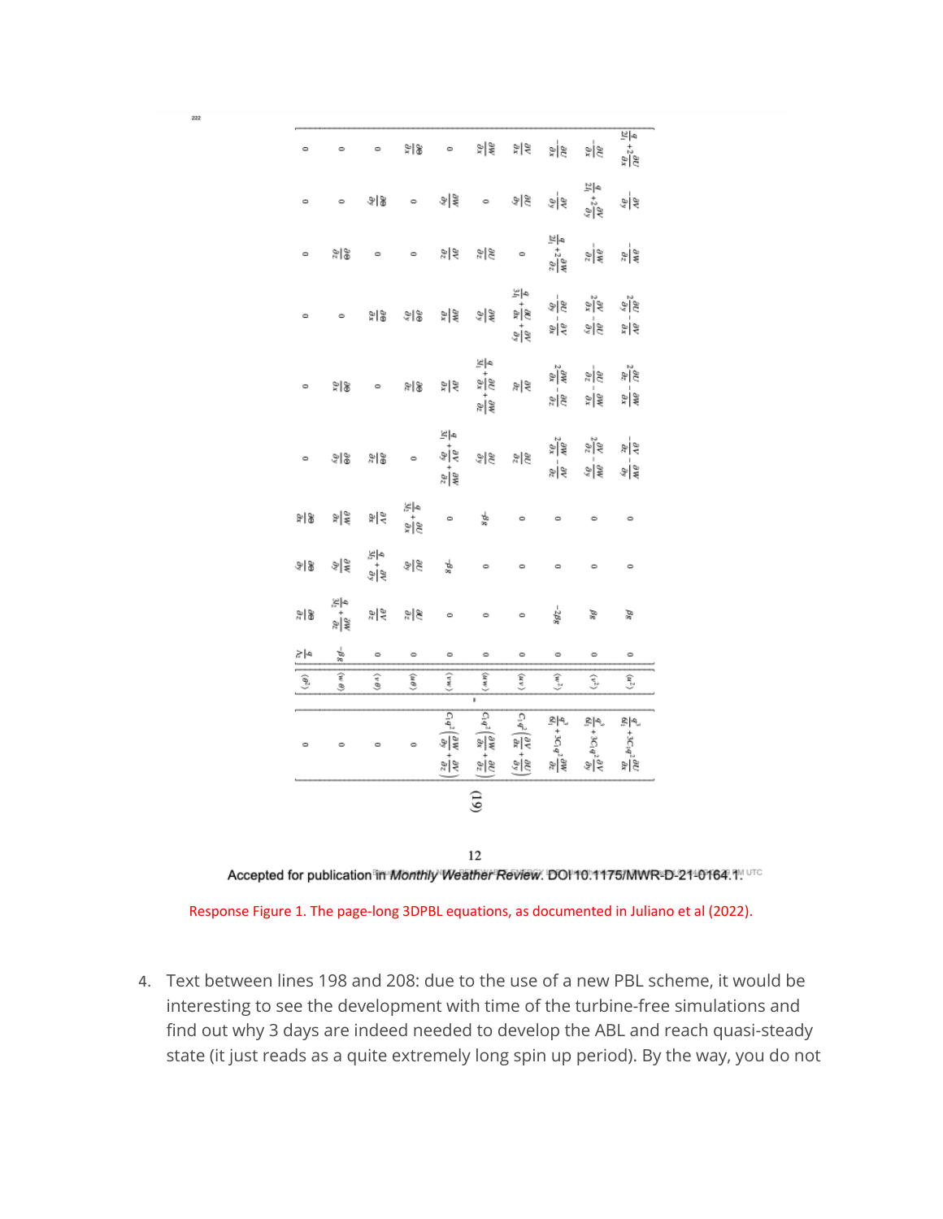$$
\begin{pmatrix}
\frac{q}{2l_1}+2\frac{\partial U}{\partial x} & -\frac{\partial V}{\partial y} & -\frac{\partial W}{\partial z} & 2\frac{\partial U}{\partial y}-\frac{\partial V}{\partial x} & 2\frac{\partial U}{\partial z}-\frac{\partial W}{\partial x} & -\frac{\partial V}{\partial z}-\frac{\partial W}{\partial y} & 0 & 0 & \beta g & 0 \\
-\frac{\partial U}{\partial x} & \frac{q}{2l_1}+2\frac{\partial V}{\partial y} & -\frac{\partial W}{\partial z} & 2\frac{\partial V}{\partial x}-\frac{\partial U}{\partial y} & -\frac{\partial U}{\partial z}-\frac{\partial W}{\partial x} & 2\frac{\partial V}{\partial z}-\frac{\partial W}{\partial y} & 0 & 0 & \beta g & 0 \\
-\frac{\partial U}{\partial x} & -\frac{\partial V}{\partial y} & \frac{q}{2l_1}+2\frac{\partial W}{\partial z} & -\frac{\partial U}{\partial y}-\frac{\partial V}{\partial x} & 2\frac{\partial W}{\partial x}-\frac{\partial U}{\partial z} & 2\frac{\partial W}{\partial y}-\frac{\partial V}{\partial z} & 0 & 0 & -2\beta g & 0 \\
\frac{\partial V}{\partial x} & \frac{\partial U}{\partial y} & 0 & \frac{q}{3l_1}+\frac{\partial U}{\partial x}+\frac{\partial V}{\partial y} & \frac{\partial V}{\partial z} & \frac{\partial U}{\partial z} & 0 & 0 & 0 & 0 \\
\frac{\partial W}{\partial x} & 0 & \frac{\partial U}{\partial z} & \frac{\partial W}{\partial y} & \frac{q}{3l_1}+\frac{\partial U}{\partial x}+\frac{\partial W}{\partial z} & \frac{\partial U}{\partial y} & 0 & -\beta g & 0 & 0 \\
0 & \frac{\partial W}{\partial y} & \frac{\partial V}{\partial z} & \frac{\partial W}{\partial x} & \frac{\partial V}{\partial x} & \frac{q}{3l_1}+\frac{\partial V}{\partial y}+\frac{\partial W}{\partial z} & -\beta g & 0 & 0 & 0 \\
\frac{\partial \Theta}{\partial x} & 0 & 0 & \frac{\partial \Theta}{\partial y} & \frac{\partial \Theta}{\partial z} & 0 & \frac{q}{3l_2}+\frac{\partial U}{\partial x} & \frac{\partial U}{\partial y} & \frac{\partial U}{\partial z} & 0 \\
0 & \frac{\partial \Theta}{\partial y} & 0 & \frac{\partial \Theta}{\partial x} & 0 & \frac{\partial \Theta}{\partial z} & \frac{\partial V}{\partial x} & \frac{q}{3l_2}+\frac{\partial V}{\partial y} & \frac{\partial V}{\partial z} & 0 \\
0 & 0 & \frac{\partial \Theta}{\partial z} & 0 & \frac{\partial \Theta}{\partial x} & \frac{\partial \Theta}{\partial y} & \frac{\partial W}{\partial x} & \frac{\partial W}{\partial y} & \frac{q}{3l_2}+\frac{\partial W}{\partial z} & -\beta g \\
0 & 0 & 0 & 0 & 0 & 0 & \frac{\partial \Theta}{\partial x} & \frac{\partial \Theta}{\partial y} & \frac{\partial \Theta}{\partial z} & \frac{q}{\Lambda_2}
\end{pmatrix}
\begin{pmatrix}
\langle u^2 \rangle \\ \langle v^2 \rangle \\ \langle w^2 \rangle \\ \langle uv \rangle \\ \langle uw \rangle \\ \langle vw \rangle \\ \langle u\theta \rangle \\ \langle v\theta \rangle \\ \langle w\theta \rangle \\ \langle \theta^2 \rangle
\end{pmatrix}
=
\begin{pmatrix}
\frac{q^3}{6l_1}+3C_1q^2\frac{\partial U}{\partial x} \\
\frac{q^3}{6l_1}+3C_1q^2\frac{\partial V}{\partial y} \\
\frac{q^3}{6l_1}+3C_1q^2\frac{\partial W}{\partial z} \\
C_1q^2\left(\frac{\partial V}{\partial x}+\frac{\partial U}{\partial y}\right) \\
C_1q^2\left(\frac{\partial W}{\partial x}+\frac{\partial U}{\partial z}\right) \\
C_1q^2\left(\frac{\partial W}{\partial y}+\frac{\partial V}{\partial z}\right) \\
0 \\ 0 \\ 0 \\ 0
\end{pmatrix}
\quad (19)
$$

Accepted for publication in *Monthly Weather Review*. DOI 10.1175/MWR-D-21-0164.1.

Response Figure 1. The page-long 3DPBL equations, as documented in Juliano et al (2022).

4. Text between lines 198 and 208: due to the use of a new PBL scheme, it would be interesting to see the development with time of the turbine-free simulations and find out why 3 days are indeed needed to develop the ABL and reach quasi-steady state (it just reads as a quite extremely long spin up period). By the way, you do not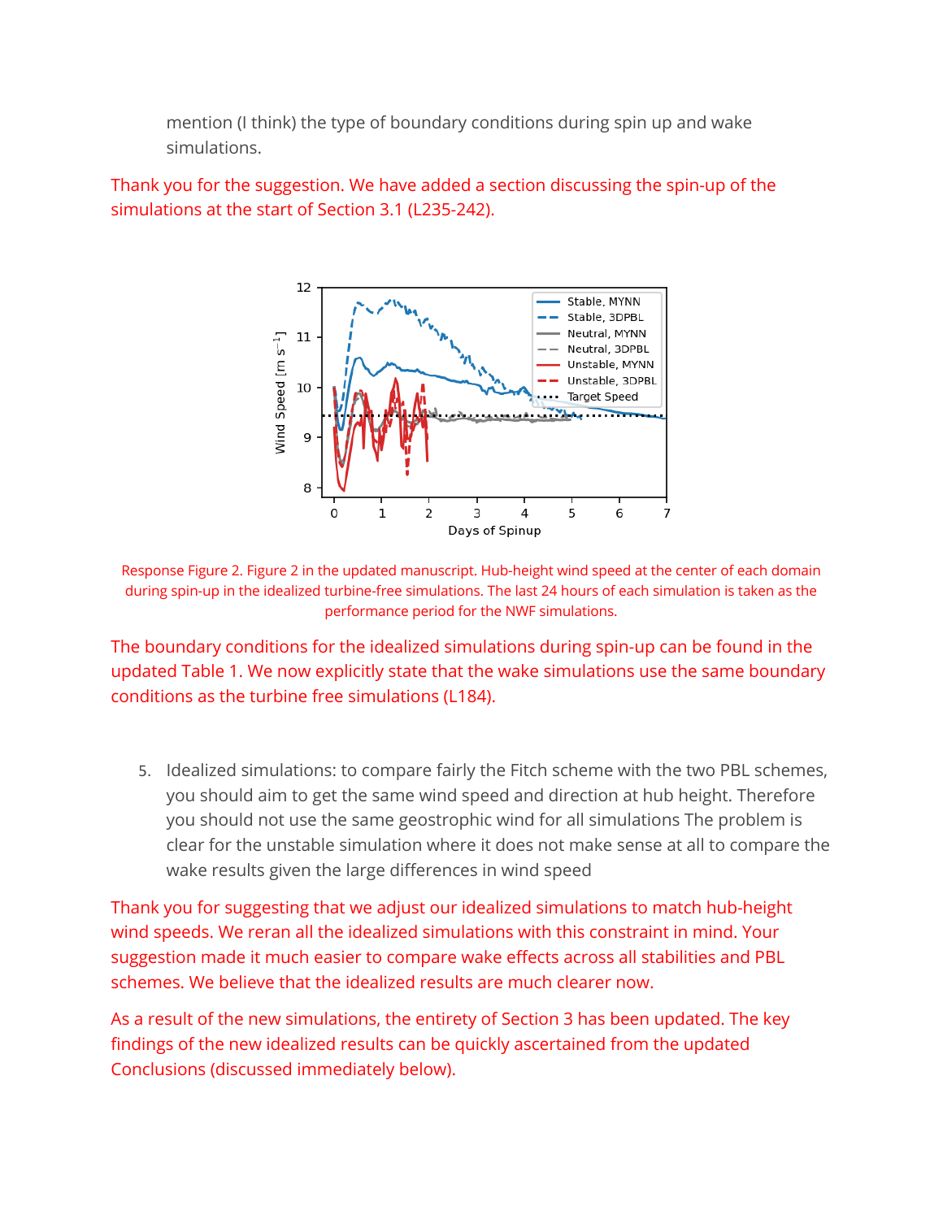mention (I think) the type of boundary conditions during spin up and wake simulations.

Thank you for the suggestion. We have added a section discussing the spin-up of the simulations at the start of Section 3.1 (L235-242).

Response Figure 2. Figure 2 in the updated manuscript. Hub-height wind speed at the center of each domain during spin-up in the idealized turbine-free simulations. The last 24 hours of each simulation is taken as the performance period for the NWF simulations.

The boundary conditions for the idealized simulations during spin-up can be found in the updated Table 1. We now explicitly state that the wake simulations use the same boundary conditions as the turbine free simulations (L184).

5. Idealized simulations: to compare fairly the Fitch scheme with the two PBL schemes, you should aim to get the same wind speed and direction at hub height. Therefore you should not use the same geostrophic wind for all simulations The problem is clear for the unstable simulation where it does not make sense at all to compare the wake results given the large differences in wind speed

Thank you for suggesting that we adjust our idealized simulations to match hub-height wind speeds. We reran all the idealized simulations with this constraint in mind. Your suggestion made it much easier to compare wake effects across all stabilities and PBL schemes. We believe that the idealized results are much clearer now.

As a result of the new simulations, the entirety of Section 3 has been updated. The key findings of the new idealized results can be quickly ascertained from the updated Conclusions (discussed immediately below).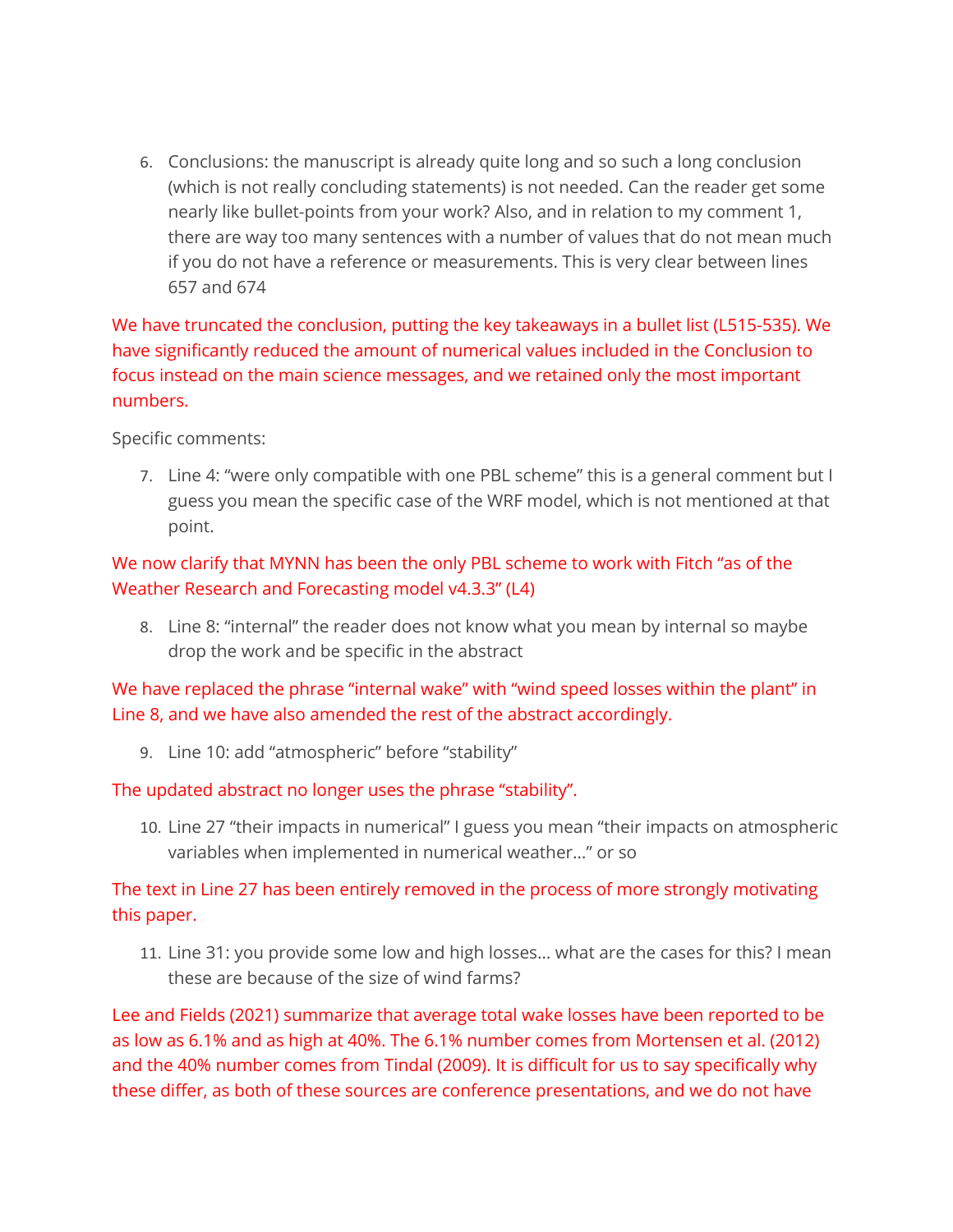6. Conclusions: the manuscript is already quite long and so such a long conclusion (which is not really concluding statements) is not needed. Can the reader get some nearly like bullet-points from your work? Also, and in relation to my comment 1, there are way too many sentences with a number of values that do not mean much if you do not have a reference or measurements. This is very clear between lines 657 and 674

We have truncated the conclusion, putting the key takeaways in a bullet list (L515-535). We have significantly reduced the amount of numerical values included in the Conclusion to focus instead on the main science messages, and we retained only the most important numbers.

Specific comments:

7. Line 4: "were only compatible with one PBL scheme" this is a general comment but I guess you mean the specific case of the WRF model, which is not mentioned at that point.

We now clarify that MYNN has been the only PBL scheme to work with Fitch "as of the Weather Research and Forecasting model v4.3.3" (L4)

8. Line 8: "internal" the reader does not know what you mean by internal so maybe drop the work and be specific in the abstract

We have replaced the phrase "internal wake" with "wind speed losses within the plant" in Line 8, and we have also amended the rest of the abstract accordingly.

9. Line 10: add "atmospheric" before "stability"

The updated abstract no longer uses the phrase "stability".

10. Line 27 "their impacts in numerical" I guess you mean "their impacts on atmospheric variables when implemented in numerical weather…" or so

The text in Line 27 has been entirely removed in the process of more strongly motivating this paper.

11. Line 31: you provide some low and high losses… what are the cases for this? I mean these are because of the size of wind farms?

Lee and Fields (2021) summarize that average total wake losses have been reported to be as low as 6.1% and as high at 40%. The 6.1% number comes from Mortensen et al. (2012) and the 40% number comes from Tindal (2009). It is difficult for us to say specifically why these differ, as both of these sources are conference presentations, and we do not have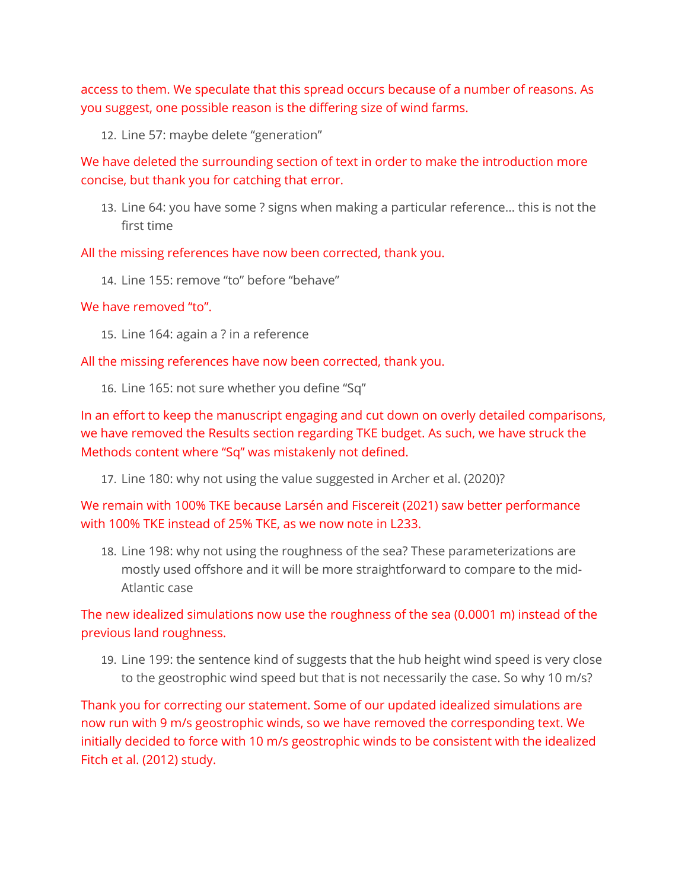access to them. We speculate that this spread occurs because of a number of reasons. As you suggest, one possible reason is the differing size of wind farms.

12. Line 57: maybe delete “generation”

We have deleted the surrounding section of text in order to make the introduction more concise, but thank you for catching that error.

13. Line 64: you have some ? signs when making a particular reference… this is not the first time

All the missing references have now been corrected, thank you.

14. Line 155: remove “to” before “behave”

We have removed “to”.

15. Line 164: again a ? in a reference

All the missing references have now been corrected, thank you.

16. Line 165: not sure whether you define “Sq”

In an effort to keep the manuscript engaging and cut down on overly detailed comparisons, we have removed the Results section regarding TKE budget. As such, we have struck the Methods content where “Sq” was mistakenly not defined.

17. Line 180: why not using the value suggested in Archer et al. (2020)?

We remain with 100% TKE because Larsén and Fiscereit (2021) saw better performance with 100% TKE instead of 25% TKE, as we now note in L233.

18. Line 198: why not using the roughness of the sea? These parameterizations are mostly used offshore and it will be more straightforward to compare to the mid-Atlantic case

The new idealized simulations now use the roughness of the sea (0.0001 m) instead of the previous land roughness.

19. Line 199: the sentence kind of suggests that the hub height wind speed is very close to the geostrophic wind speed but that is not necessarily the case. So why 10 m/s?

Thank you for correcting our statement. Some of our updated idealized simulations are now run with 9 m/s geostrophic winds, so we have removed the corresponding text. We initially decided to force with 10 m/s geostrophic winds to be consistent with the idealized Fitch et al. (2012) study.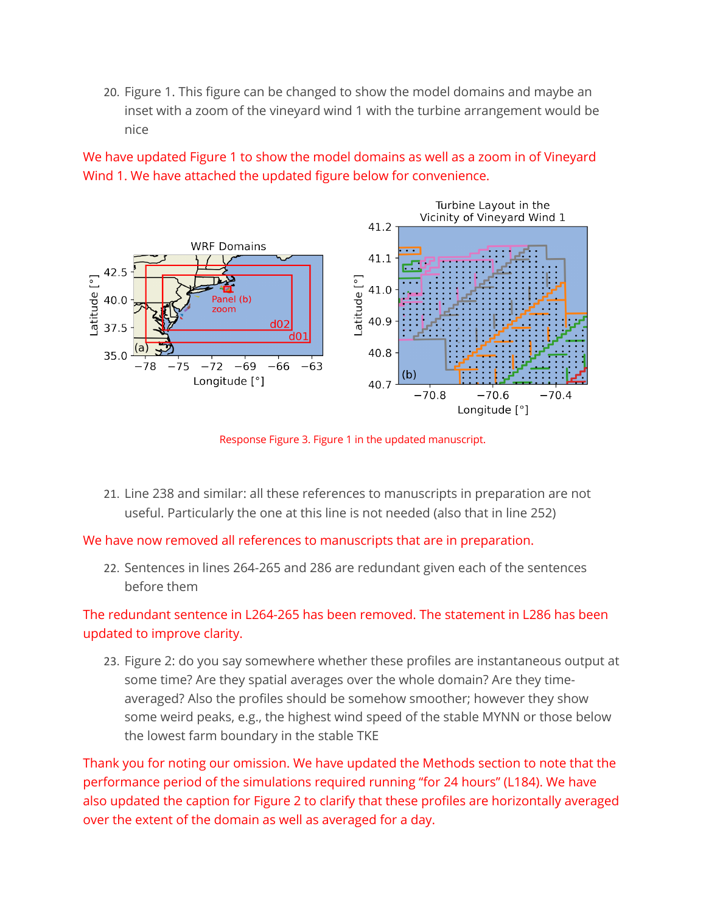20. Figure 1. This figure can be changed to show the model domains and maybe an inset with a zoom of the vineyard wind 1 with the turbine arrangement would be nice

We have updated Figure 1 to show the model domains as well as a zoom in of Vineyard Wind 1. We have attached the updated figure below for convenience.

Response Figure 3. Figure 1 in the updated manuscript.

21. Line 238 and similar: all these references to manuscripts in preparation are not useful. Particularly the one at this line is not needed (also that in line 252)

We have now removed all references to manuscripts that are in preparation.

22. Sentences in lines 264-265 and 286 are redundant given each of the sentences before them

The redundant sentence in L264-265 has been removed. The statement in L286 has been updated to improve clarity.

23. Figure 2: do you say somewhere whether these profiles are instantaneous output at some time? Are they spatial averages over the whole domain? Are they time-averaged? Also the profiles should be somehow smoother; however they show some weird peaks, e.g., the highest wind speed of the stable MYNN or those below the lowest farm boundary in the stable TKE

Thank you for noting our omission. We have updated the Methods section to note that the performance period of the simulations required running "for 24 hours" (L184). We have also updated the caption for Figure 2 to clarify that these profiles are horizontally averaged over the extent of the domain as well as averaged for a day.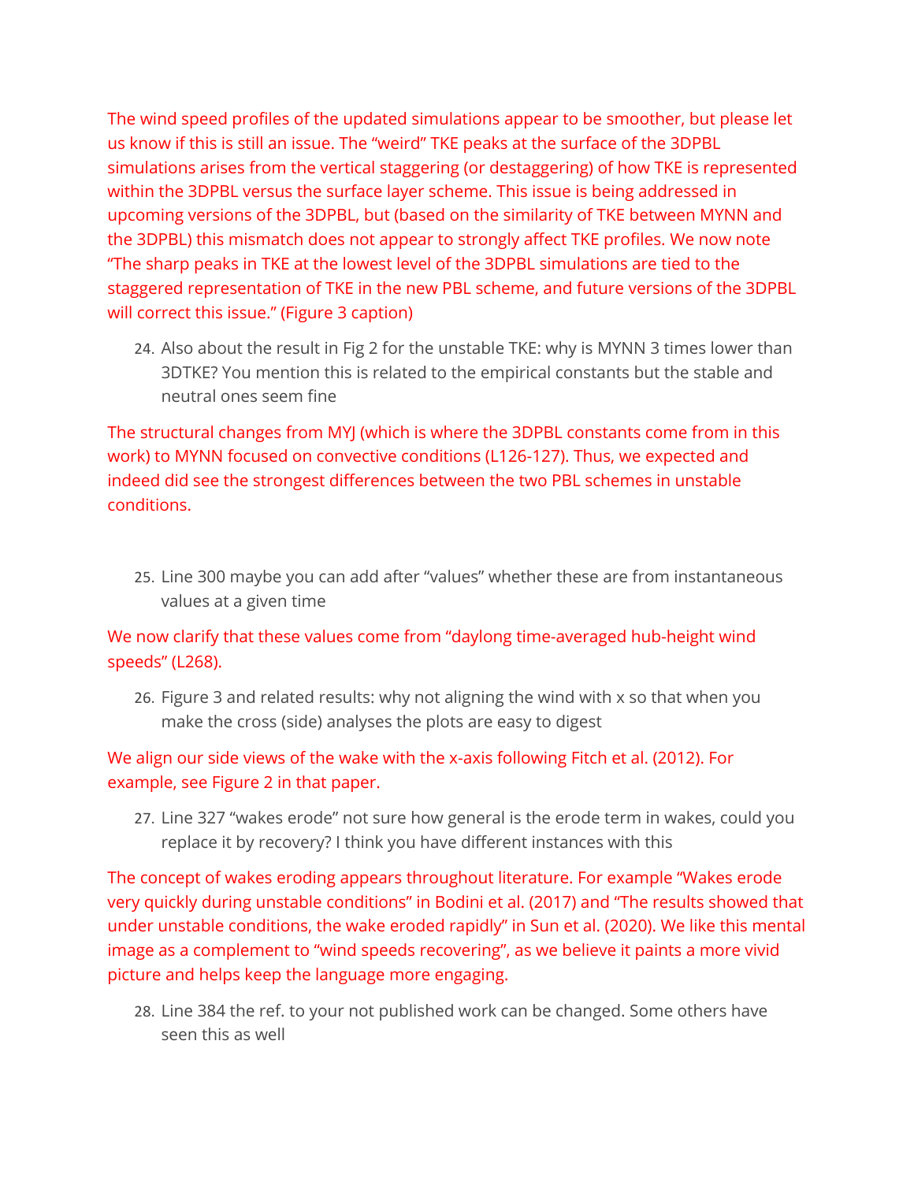The wind speed profiles of the updated simulations appear to be smoother, but please let us know if this is still an issue. The "weird" TKE peaks at the surface of the 3DPBL simulations arises from the vertical staggering (or destaggering) of how TKE is represented within the 3DPBL versus the surface layer scheme. This issue is being addressed in upcoming versions of the 3DPBL, but (based on the similarity of TKE between MYNN and the 3DPBL) this mismatch does not appear to strongly affect TKE profiles. We now note "The sharp peaks in TKE at the lowest level of the 3DPBL simulations are tied to the staggered representation of TKE in the new PBL scheme, and future versions of the 3DPBL will correct this issue." (Figure 3 caption)

24. Also about the result in Fig 2 for the unstable TKE: why is MYNN 3 times lower than 3DTKE? You mention this is related to the empirical constants but the stable and neutral ones seem fine

The structural changes from MYJ (which is where the 3DPBL constants come from in this work) to MYNN focused on convective conditions (L126-127). Thus, we expected and indeed did see the strongest differences between the two PBL schemes in unstable conditions.

25. Line 300 maybe you can add after "values" whether these are from instantaneous values at a given time

We now clarify that these values come from "daylong time-averaged hub-height wind speeds" (L268).

26. Figure 3 and related results: why not aligning the wind with x so that when you make the cross (side) analyses the plots are easy to digest

We align our side views of the wake with the x-axis following Fitch et al. (2012). For example, see Figure 2 in that paper.

27. Line 327 "wakes erode" not sure how general is the erode term in wakes, could you replace it by recovery? I think you have different instances with this

The concept of wakes eroding appears throughout literature. For example "Wakes erode very quickly during unstable conditions" in Bodini et al. (2017) and "The results showed that under unstable conditions, the wake eroded rapidly" in Sun et al. (2020). We like this mental image as a complement to "wind speeds recovering", as we believe it paints a more vivid picture and helps keep the language more engaging.

28. Line 384 the ref. to your not published work can be changed. Some others have seen this as well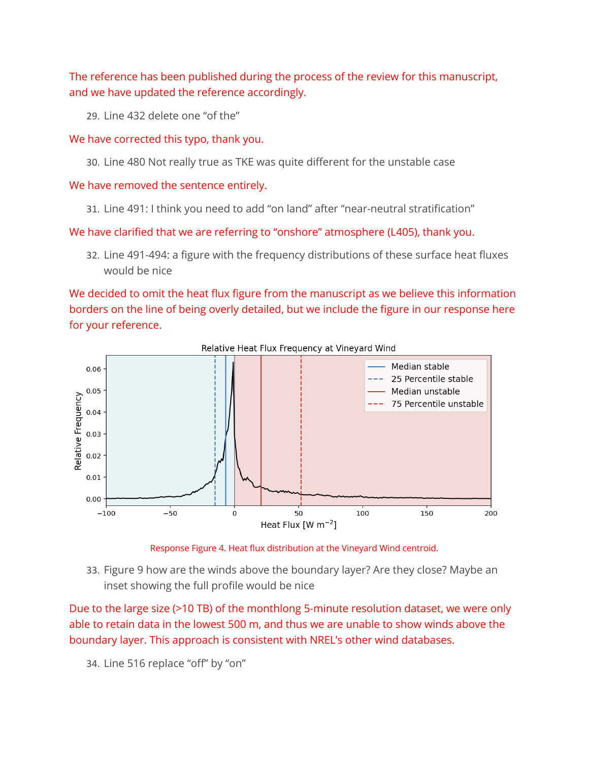The reference has been published during the process of the review for this manuscript, and we have updated the reference accordingly.

29. Line 432 delete one “of the”

We have corrected this typo, thank you.

30. Line 480 Not really true as TKE was quite different for the unstable case

We have removed the sentence entirely.

31. Line 491: I think you need to add “on land” after “near-neutral stratification”

We have clarified that we are referring to “onshore” atmosphere (L405), thank you.

32. Line 491-494: a figure with the frequency distributions of these surface heat fluxes would be nice

We decided to omit the heat flux figure from the manuscript as we believe this information borders on the line of being overly detailed, but we include the figure in our response here for your reference.

Response Figure 4. Heat flux distribution at the Vineyard Wind centroid.

33. Figure 9 how are the winds above the boundary layer? Are they close? Maybe an inset showing the full profile would be nice

Due to the large size (>10 TB) of the monthlong 5-minute resolution dataset, we were only able to retain data in the lowest 500 m, and thus we are unable to show winds above the boundary layer. This approach is consistent with NREL’s other wind databases.

34. Line 516 replace “off” by “on”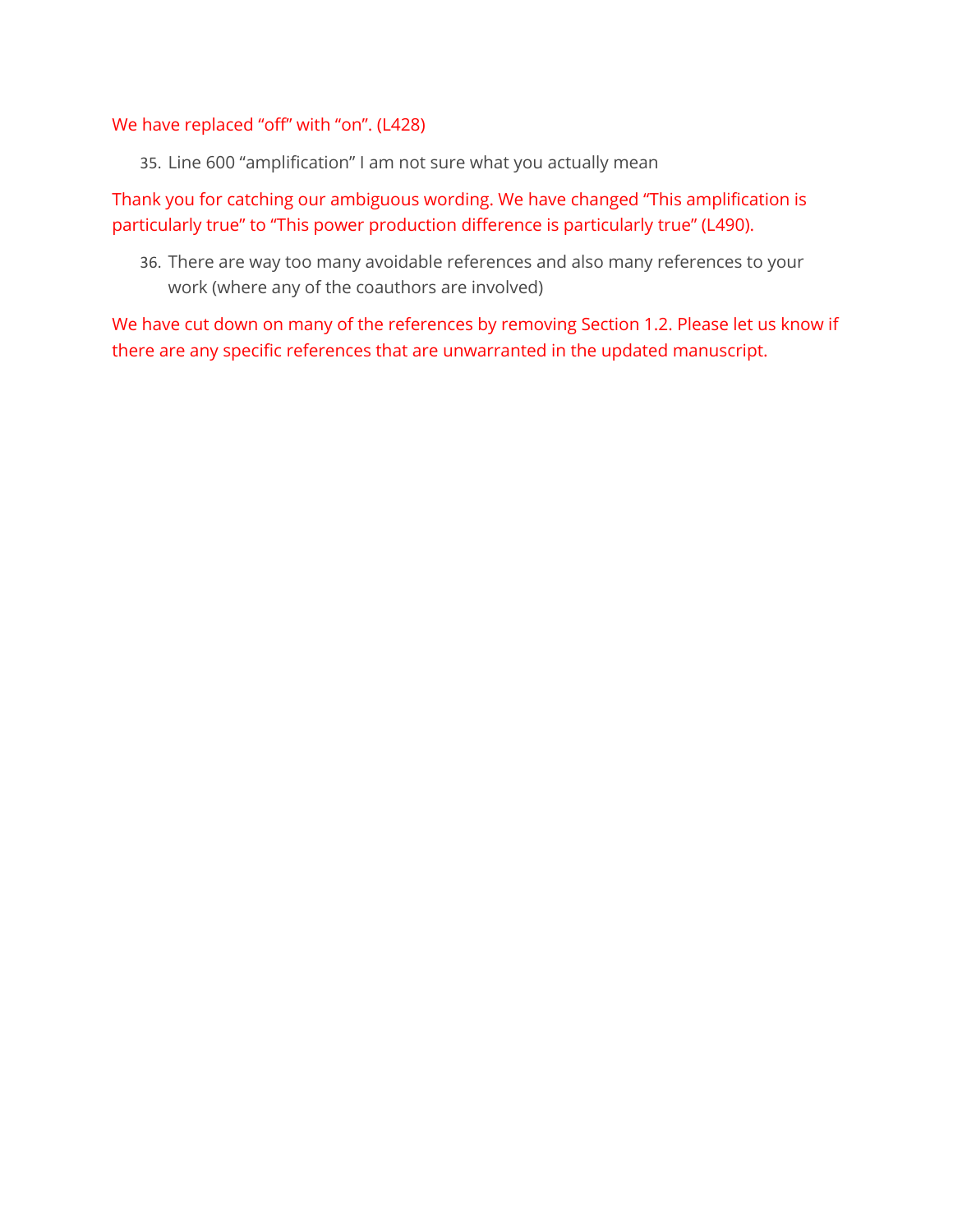We have replaced “off” with “on”. (L428)

35. Line 600 “amplification” I am not sure what you actually mean

Thank you for catching our ambiguous wording. We have changed “This amplification is particularly true” to “This power production difference is particularly true” (L490).

36. There are way too many avoidable references and also many references to your work (where any of the coauthors are involved)

We have cut down on many of the references by removing Section 1.2. Please let us know if there are any specific references that are unwarranted in the updated manuscript.